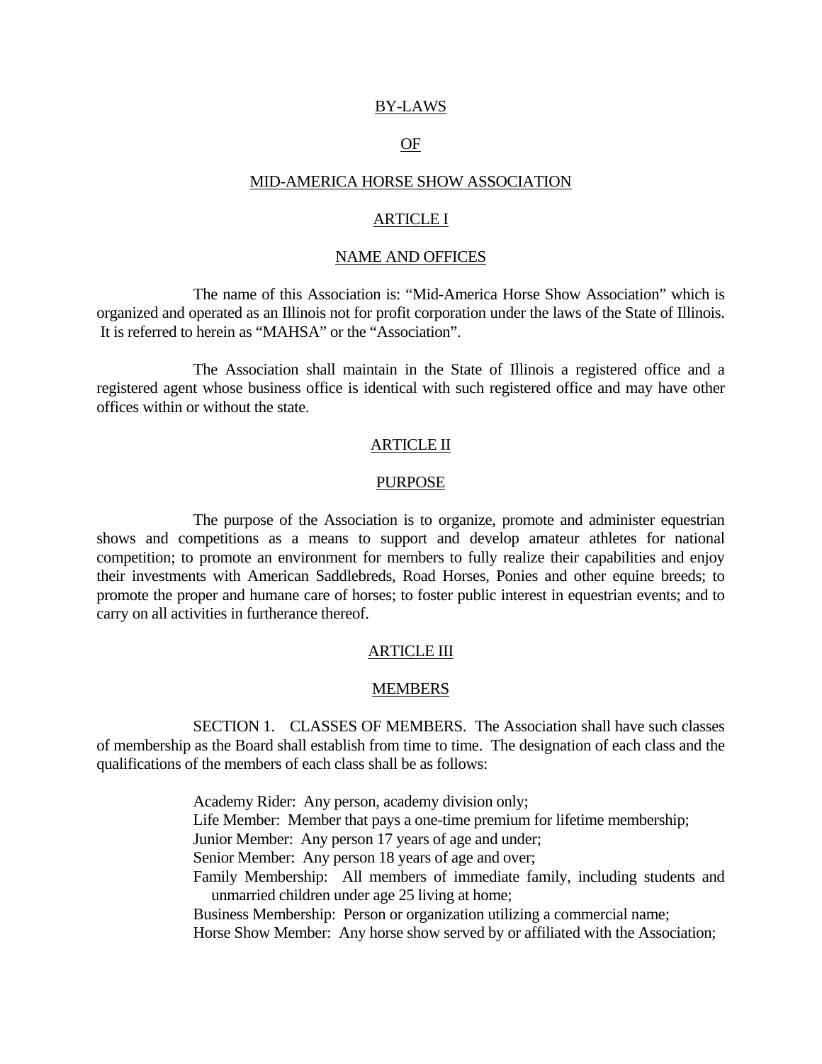# BY-LAWS

# OF

# MID-AMERICA HORSE SHOW ASSOCIATION

## ARTICLE I

## NAME AND OFFICES

The name of this Association is: "Mid-America Horse Show Association" which is organized and operated as an Illinois not for profit corporation under the laws of the State of Illinois. It is referred to herein as "MAHSA" or the "Association".

The Association shall maintain in the State of Illinois a registered office and a registered agent whose business office is identical with such registered office and may have other offices within or without the state.

## ARTICLE II

## PURPOSE

The purpose of the Association is to organize, promote and administer equestrian shows and competitions as a means to support and develop amateur athletes for national competition; to promote an environment for members to fully realize their capabilities and enjoy their investments with American Saddlebreds, Road Horses, Ponies and other equine breeds; to promote the proper and humane care of horses; to foster public interest in equestrian events; and to carry on all activities in furtherance thereof.

## ARTICLE III

## MEMBERS

SECTION 1. CLASSES OF MEMBERS. The Association shall have such classes of membership as the Board shall establish from time to time. The designation of each class and the qualifications of the members of each class shall be as follows:

Academy Rider: Any person, academy division only;
Life Member: Member that pays a one-time premium for lifetime membership;
Junior Member: Any person 17 years of age and under;
Senior Member: Any person 18 years of age and over;
Family Membership: All members of immediate family, including students and unmarried children under age 25 living at home;
Business Membership: Person or organization utilizing a commercial name;
Horse Show Member: Any horse show served by or affiliated with the Association;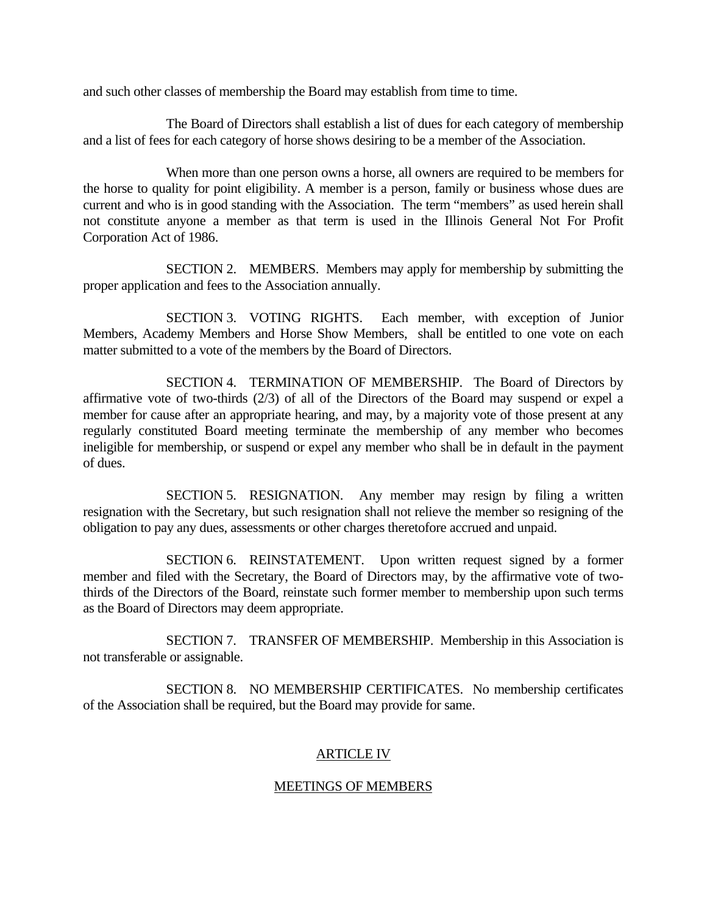and such other classes of membership the Board may establish from time to time.

The Board of Directors shall establish a list of dues for each category of membership and a list of fees for each category of horse shows desiring to be a member of the Association.

When more than one person owns a horse, all owners are required to be members for the horse to quality for point eligibility. A member is a person, family or business whose dues are current and who is in good standing with the Association. The term "members" as used herein shall not constitute anyone a member as that term is used in the Illinois General Not For Profit Corporation Act of 1986.

SECTION 2. MEMBERS. Members may apply for membership by submitting the proper application and fees to the Association annually.

SECTION 3. VOTING RIGHTS. Each member, with exception of Junior Members, Academy Members and Horse Show Members, shall be entitled to one vote on each matter submitted to a vote of the members by the Board of Directors.

SECTION 4. TERMINATION OF MEMBERSHIP. The Board of Directors by affirmative vote of two-thirds (2/3) of all of the Directors of the Board may suspend or expel a member for cause after an appropriate hearing, and may, by a majority vote of those present at any regularly constituted Board meeting terminate the membership of any member who becomes ineligible for membership, or suspend or expel any member who shall be in default in the payment of dues.

SECTION 5. RESIGNATION. Any member may resign by filing a written resignation with the Secretary, but such resignation shall not relieve the member so resigning of the obligation to pay any dues, assessments or other charges theretofore accrued and unpaid.

SECTION 6. REINSTATEMENT. Upon written request signed by a former member and filed with the Secretary, the Board of Directors may, by the affirmative vote of two-thirds of the Directors of the Board, reinstate such former member to membership upon such terms as the Board of Directors may deem appropriate.

SECTION 7. TRANSFER OF MEMBERSHIP. Membership in this Association is not transferable or assignable.

SECTION 8. NO MEMBERSHIP CERTIFICATES. No membership certificates of the Association shall be required, but the Board may provide for same.

## ARTICLE IV

## MEETINGS OF MEMBERS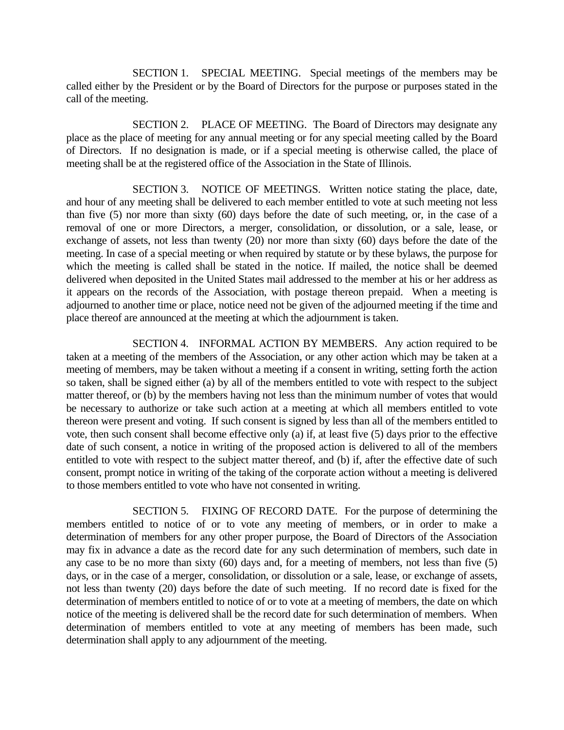SECTION 1. SPECIAL MEETING. Special meetings of the members may be called either by the President or by the Board of Directors for the purpose or purposes stated in the call of the meeting.

SECTION 2. PLACE OF MEETING. The Board of Directors may designate any place as the place of meeting for any annual meeting or for any special meeting called by the Board of Directors. If no designation is made, or if a special meeting is otherwise called, the place of meeting shall be at the registered office of the Association in the State of Illinois.

SECTION 3. NOTICE OF MEETINGS. Written notice stating the place, date, and hour of any meeting shall be delivered to each member entitled to vote at such meeting not less than five (5) nor more than sixty (60) days before the date of such meeting, or, in the case of a removal of one or more Directors, a merger, consolidation, or dissolution, or a sale, lease, or exchange of assets, not less than twenty (20) nor more than sixty (60) days before the date of the meeting. In case of a special meeting or when required by statute or by these bylaws, the purpose for which the meeting is called shall be stated in the notice. If mailed, the notice shall be deemed delivered when deposited in the United States mail addressed to the member at his or her address as it appears on the records of the Association, with postage thereon prepaid. When a meeting is adjourned to another time or place, notice need not be given of the adjourned meeting if the time and place thereof are announced at the meeting at which the adjournment is taken.

SECTION 4. INFORMAL ACTION BY MEMBERS. Any action required to be taken at a meeting of the members of the Association, or any other action which may be taken at a meeting of members, may be taken without a meeting if a consent in writing, setting forth the action so taken, shall be signed either (a) by all of the members entitled to vote with respect to the subject matter thereof, or (b) by the members having not less than the minimum number of votes that would be necessary to authorize or take such action at a meeting at which all members entitled to vote thereon were present and voting. If such consent is signed by less than all of the members entitled to vote, then such consent shall become effective only (a) if, at least five (5) days prior to the effective date of such consent, a notice in writing of the proposed action is delivered to all of the members entitled to vote with respect to the subject matter thereof, and (b) if, after the effective date of such consent, prompt notice in writing of the taking of the corporate action without a meeting is delivered to those members entitled to vote who have not consented in writing.

SECTION 5. FIXING OF RECORD DATE. For the purpose of determining the members entitled to notice of or to vote any meeting of members, or in order to make a determination of members for any other proper purpose, the Board of Directors of the Association may fix in advance a date as the record date for any such determination of members, such date in any case to be no more than sixty (60) days and, for a meeting of members, not less than five (5) days, or in the case of a merger, consolidation, or dissolution or a sale, lease, or exchange of assets, not less than twenty (20) days before the date of such meeting. If no record date is fixed for the determination of members entitled to notice of or to vote at a meeting of members, the date on which notice of the meeting is delivered shall be the record date for such determination of members. When determination of members entitled to vote at any meeting of members has been made, such determination shall apply to any adjournment of the meeting.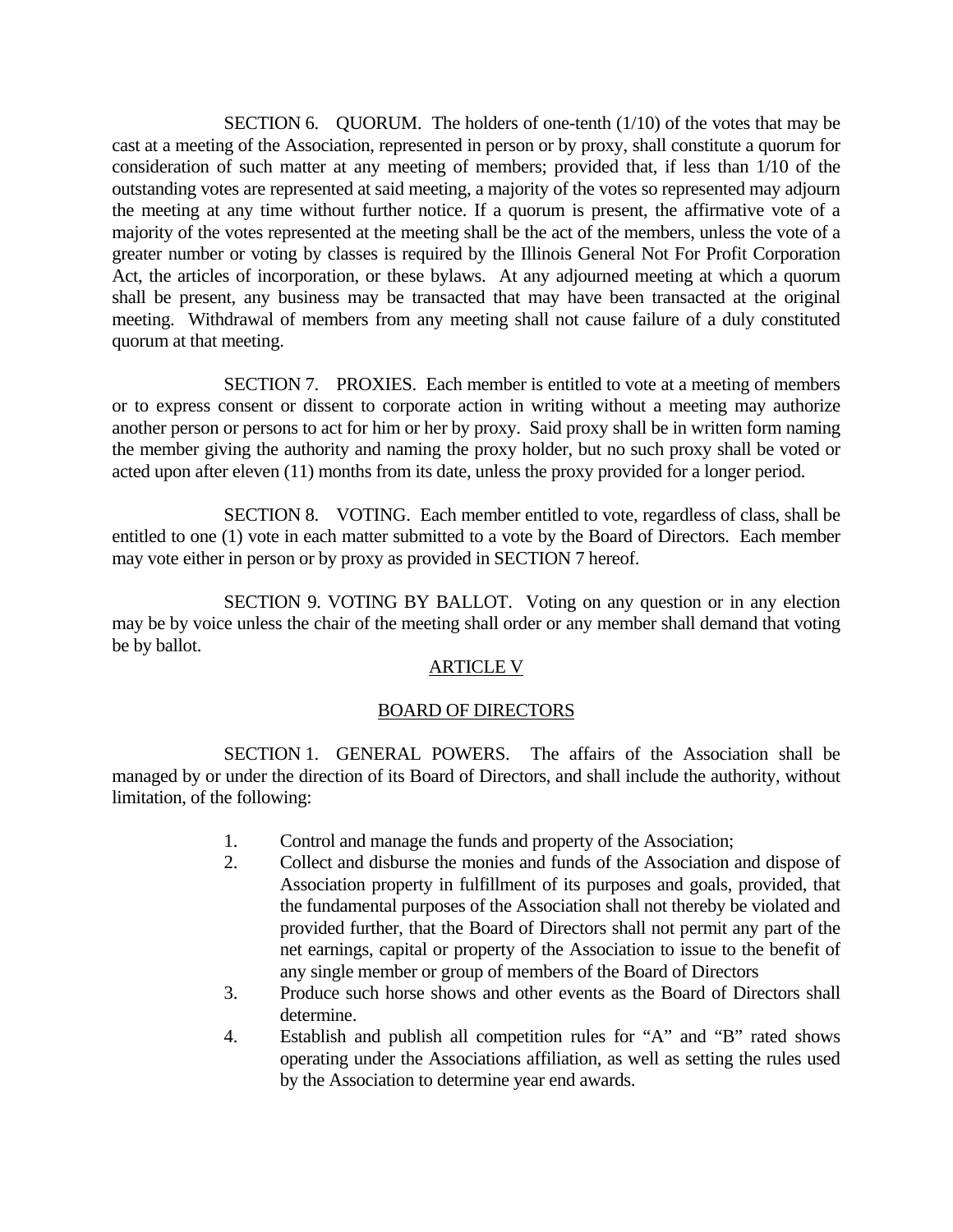SECTION 6. QUORUM. The holders of one-tenth (1/10) of the votes that may be cast at a meeting of the Association, represented in person or by proxy, shall constitute a quorum for consideration of such matter at any meeting of members; provided that, if less than 1/10 of the outstanding votes are represented at said meeting, a majority of the votes so represented may adjourn the meeting at any time without further notice. If a quorum is present, the affirmative vote of a majority of the votes represented at the meeting shall be the act of the members, unless the vote of a greater number or voting by classes is required by the Illinois General Not For Profit Corporation Act, the articles of incorporation, or these bylaws. At any adjourned meeting at which a quorum shall be present, any business may be transacted that may have been transacted at the original meeting. Withdrawal of members from any meeting shall not cause failure of a duly constituted quorum at that meeting.

SECTION 7. PROXIES. Each member is entitled to vote at a meeting of members or to express consent or dissent to corporate action in writing without a meeting may authorize another person or persons to act for him or her by proxy. Said proxy shall be in written form naming the member giving the authority and naming the proxy holder, but no such proxy shall be voted or acted upon after eleven (11) months from its date, unless the proxy provided for a longer period.

SECTION 8. VOTING. Each member entitled to vote, regardless of class, shall be entitled to one (1) vote in each matter submitted to a vote by the Board of Directors. Each member may vote either in person or by proxy as provided in SECTION 7 hereof.

SECTION 9. VOTING BY BALLOT. Voting on any question or in any election may be by voice unless the chair of the meeting shall order or any member shall demand that voting be by ballot.

## ARTICLE V

## BOARD OF DIRECTORS

SECTION 1. GENERAL POWERS. The affairs of the Association shall be managed by or under the direction of its Board of Directors, and shall include the authority, without limitation, of the following:

1. Control and manage the funds and property of the Association;
2. Collect and disburse the monies and funds of the Association and dispose of Association property in fulfillment of its purposes and goals, provided, that the fundamental purposes of the Association shall not thereby be violated and provided further, that the Board of Directors shall not permit any part of the net earnings, capital or property of the Association to issue to the benefit of any single member or group of members of the Board of Directors
3. Produce such horse shows and other events as the Board of Directors shall determine.
4. Establish and publish all competition rules for "A" and "B" rated shows operating under the Associations affiliation, as well as setting the rules used by the Association to determine year end awards.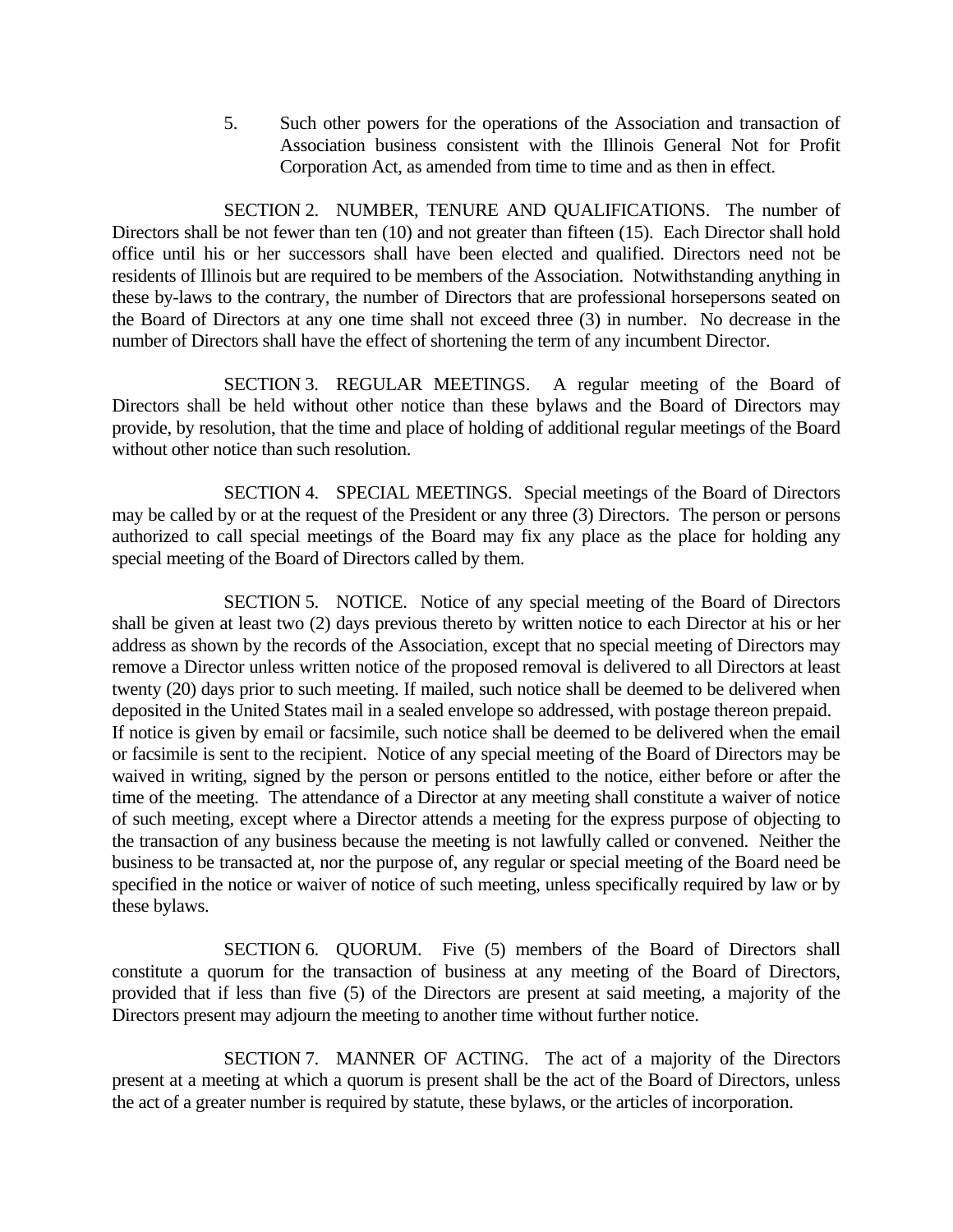5. Such other powers for the operations of the Association and transaction of Association business consistent with the Illinois General Not for Profit Corporation Act, as amended from time to time and as then in effect.

SECTION 2. NUMBER, TENURE AND QUALIFICATIONS. The number of Directors shall be not fewer than ten (10) and not greater than fifteen (15). Each Director shall hold office until his or her successors shall have been elected and qualified. Directors need not be residents of Illinois but are required to be members of the Association. Notwithstanding anything in these by-laws to the contrary, the number of Directors that are professional horsepersons seated on the Board of Directors at any one time shall not exceed three (3) in number. No decrease in the number of Directors shall have the effect of shortening the term of any incumbent Director.

SECTION 3. REGULAR MEETINGS. A regular meeting of the Board of Directors shall be held without other notice than these bylaws and the Board of Directors may provide, by resolution, that the time and place of holding of additional regular meetings of the Board without other notice than such resolution.

SECTION 4. SPECIAL MEETINGS. Special meetings of the Board of Directors may be called by or at the request of the President or any three (3) Directors. The person or persons authorized to call special meetings of the Board may fix any place as the place for holding any special meeting of the Board of Directors called by them.

SECTION 5. NOTICE. Notice of any special meeting of the Board of Directors shall be given at least two (2) days previous thereto by written notice to each Director at his or her address as shown by the records of the Association, except that no special meeting of Directors may remove a Director unless written notice of the proposed removal is delivered to all Directors at least twenty (20) days prior to such meeting. If mailed, such notice shall be deemed to be delivered when deposited in the United States mail in a sealed envelope so addressed, with postage thereon prepaid. If notice is given by email or facsimile, such notice shall be deemed to be delivered when the email or facsimile is sent to the recipient. Notice of any special meeting of the Board of Directors may be waived in writing, signed by the person or persons entitled to the notice, either before or after the time of the meeting. The attendance of a Director at any meeting shall constitute a waiver of notice of such meeting, except where a Director attends a meeting for the express purpose of objecting to the transaction of any business because the meeting is not lawfully called or convened. Neither the business to be transacted at, nor the purpose of, any regular or special meeting of the Board need be specified in the notice or waiver of notice of such meeting, unless specifically required by law or by these bylaws.

SECTION 6. QUORUM. Five (5) members of the Board of Directors shall constitute a quorum for the transaction of business at any meeting of the Board of Directors, provided that if less than five (5) of the Directors are present at said meeting, a majority of the Directors present may adjourn the meeting to another time without further notice.

SECTION 7. MANNER OF ACTING. The act of a majority of the Directors present at a meeting at which a quorum is present shall be the act of the Board of Directors, unless the act of a greater number is required by statute, these bylaws, or the articles of incorporation.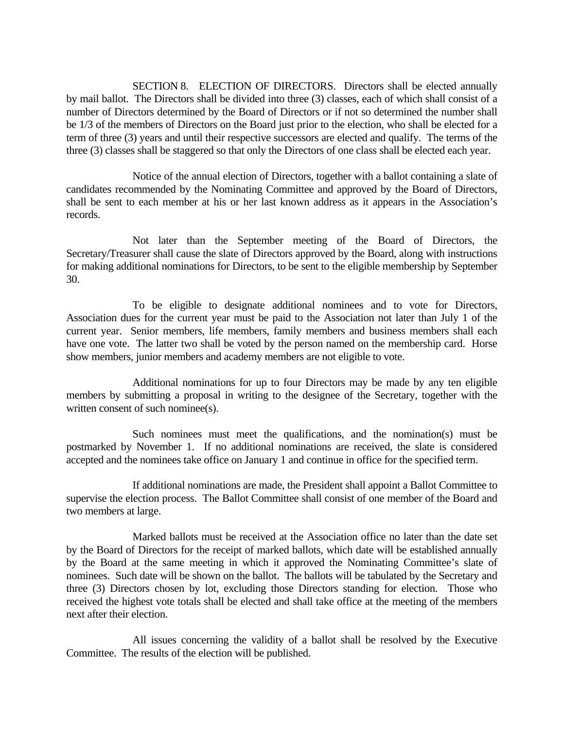SECTION 8. ELECTION OF DIRECTORS. Directors shall be elected annually by mail ballot. The Directors shall be divided into three (3) classes, each of which shall consist of a number of Directors determined by the Board of Directors or if not so determined the number shall be 1/3 of the members of Directors on the Board just prior to the election, who shall be elected for a term of three (3) years and until their respective successors are elected and qualify. The terms of the three (3) classes shall be staggered so that only the Directors of one class shall be elected each year.

Notice of the annual election of Directors, together with a ballot containing a slate of candidates recommended by the Nominating Committee and approved by the Board of Directors, shall be sent to each member at his or her last known address as it appears in the Association's records.

Not later than the September meeting of the Board of Directors, the Secretary/Treasurer shall cause the slate of Directors approved by the Board, along with instructions for making additional nominations for Directors, to be sent to the eligible membership by September 30.

To be eligible to designate additional nominees and to vote for Directors, Association dues for the current year must be paid to the Association not later than July 1 of the current year. Senior members, life members, family members and business members shall each have one vote. The latter two shall be voted by the person named on the membership card. Horse show members, junior members and academy members are not eligible to vote.

Additional nominations for up to four Directors may be made by any ten eligible members by submitting a proposal in writing to the designee of the Secretary, together with the written consent of such nominee(s).

Such nominees must meet the qualifications, and the nomination(s) must be postmarked by November 1. If no additional nominations are received, the slate is considered accepted and the nominees take office on January 1 and continue in office for the specified term.

If additional nominations are made, the President shall appoint a Ballot Committee to supervise the election process. The Ballot Committee shall consist of one member of the Board and two members at large.

Marked ballots must be received at the Association office no later than the date set by the Board of Directors for the receipt of marked ballots, which date will be established annually by the Board at the same meeting in which it approved the Nominating Committee's slate of nominees. Such date will be shown on the ballot. The ballots will be tabulated by the Secretary and three (3) Directors chosen by lot, excluding those Directors standing for election. Those who received the highest vote totals shall be elected and shall take office at the meeting of the members next after their election.

All issues concerning the validity of a ballot shall be resolved by the Executive Committee. The results of the election will be published.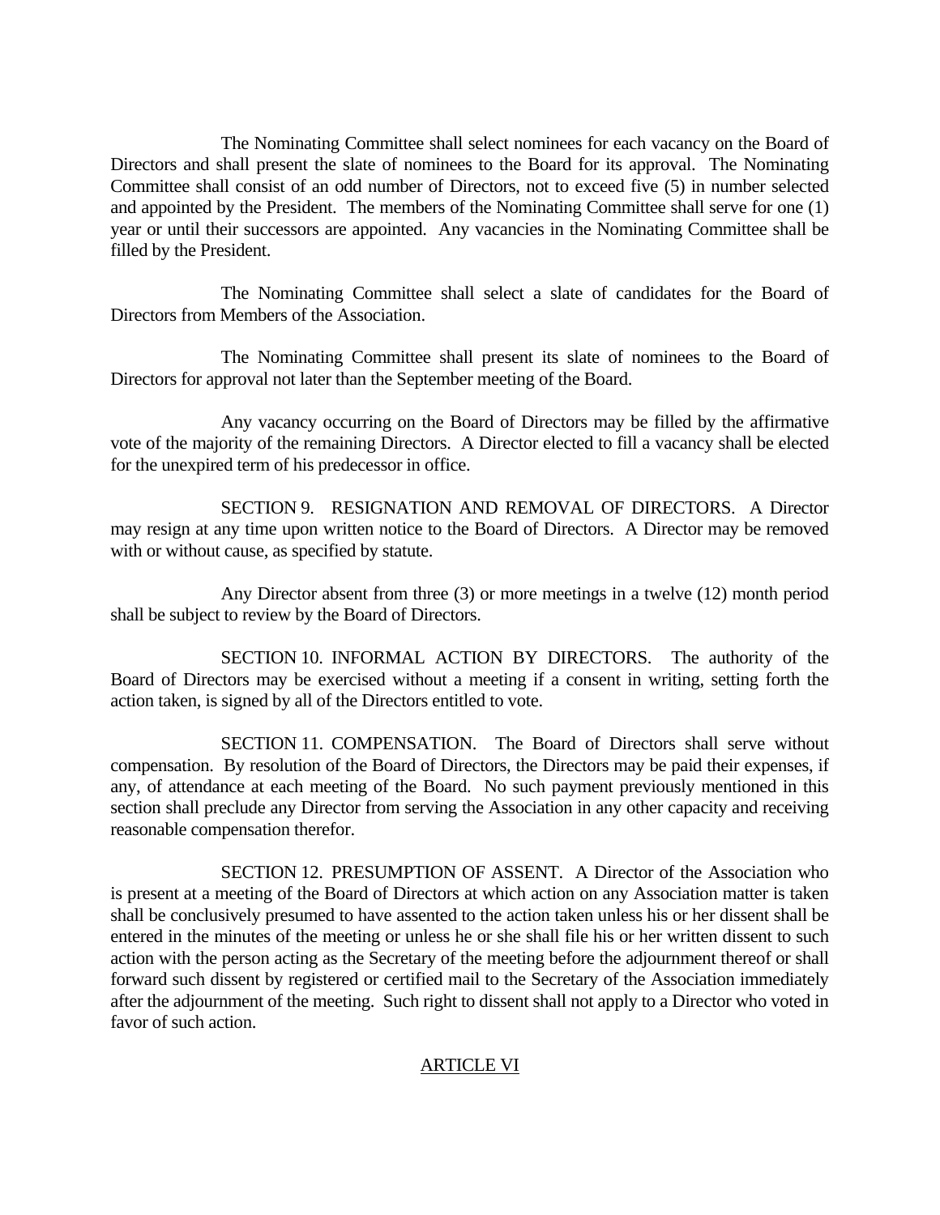The Nominating Committee shall select nominees for each vacancy on the Board of Directors and shall present the slate of nominees to the Board for its approval. The Nominating Committee shall consist of an odd number of Directors, not to exceed five (5) in number selected and appointed by the President. The members of the Nominating Committee shall serve for one (1) year or until their successors are appointed. Any vacancies in the Nominating Committee shall be filled by the President.

The Nominating Committee shall select a slate of candidates for the Board of Directors from Members of the Association.

The Nominating Committee shall present its slate of nominees to the Board of Directors for approval not later than the September meeting of the Board.

Any vacancy occurring on the Board of Directors may be filled by the affirmative vote of the majority of the remaining Directors. A Director elected to fill a vacancy shall be elected for the unexpired term of his predecessor in office.

SECTION 9. RESIGNATION AND REMOVAL OF DIRECTORS. A Director may resign at any time upon written notice to the Board of Directors. A Director may be removed with or without cause, as specified by statute.

Any Director absent from three (3) or more meetings in a twelve (12) month period shall be subject to review by the Board of Directors.

SECTION 10. INFORMAL ACTION BY DIRECTORS. The authority of the Board of Directors may be exercised without a meeting if a consent in writing, setting forth the action taken, is signed by all of the Directors entitled to vote.

SECTION 11. COMPENSATION. The Board of Directors shall serve without compensation. By resolution of the Board of Directors, the Directors may be paid their expenses, if any, of attendance at each meeting of the Board. No such payment previously mentioned in this section shall preclude any Director from serving the Association in any other capacity and receiving reasonable compensation therefor.

SECTION 12. PRESUMPTION OF ASSENT. A Director of the Association who is present at a meeting of the Board of Directors at which action on any Association matter is taken shall be conclusively presumed to have assented to the action taken unless his or her dissent shall be entered in the minutes of the meeting or unless he or she shall file his or her written dissent to such action with the person acting as the Secretary of the meeting before the adjournment thereof or shall forward such dissent by registered or certified mail to the Secretary of the Association immediately after the adjournment of the meeting. Such right to dissent shall not apply to a Director who voted in favor of such action.

## ARTICLE VI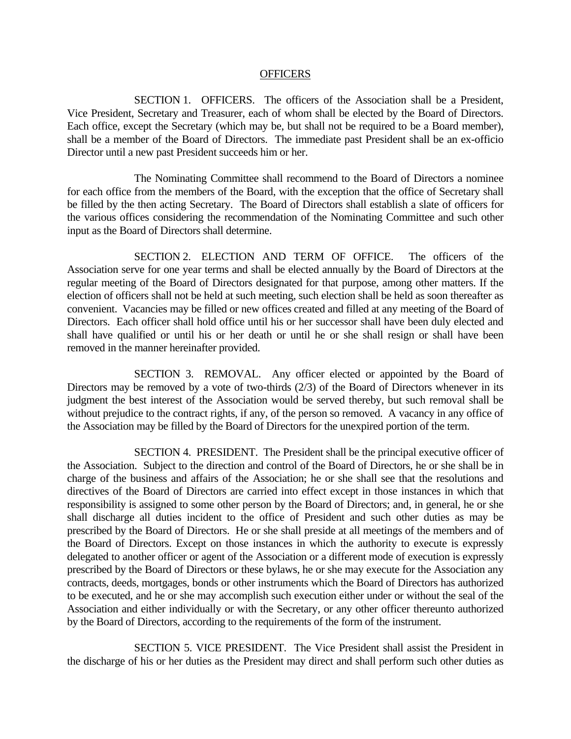## OFFICERS

SECTION 1. OFFICERS. The officers of the Association shall be a President, Vice President, Secretary and Treasurer, each of whom shall be elected by the Board of Directors. Each office, except the Secretary (which may be, but shall not be required to be a Board member), shall be a member of the Board of Directors. The immediate past President shall be an ex-officio Director until a new past President succeeds him or her.

The Nominating Committee shall recommend to the Board of Directors a nominee for each office from the members of the Board, with the exception that the office of Secretary shall be filled by the then acting Secretary. The Board of Directors shall establish a slate of officers for the various offices considering the recommendation of the Nominating Committee and such other input as the Board of Directors shall determine.

SECTION 2. ELECTION AND TERM OF OFFICE. The officers of the Association serve for one year terms and shall be elected annually by the Board of Directors at the regular meeting of the Board of Directors designated for that purpose, among other matters. If the election of officers shall not be held at such meeting, such election shall be held as soon thereafter as convenient. Vacancies may be filled or new offices created and filled at any meeting of the Board of Directors. Each officer shall hold office until his or her successor shall have been duly elected and shall have qualified or until his or her death or until he or she shall resign or shall have been removed in the manner hereinafter provided.

SECTION 3. REMOVAL. Any officer elected or appointed by the Board of Directors may be removed by a vote of two-thirds (2/3) of the Board of Directors whenever in its judgment the best interest of the Association would be served thereby, but such removal shall be without prejudice to the contract rights, if any, of the person so removed. A vacancy in any office of the Association may be filled by the Board of Directors for the unexpired portion of the term.

SECTION 4. PRESIDENT. The President shall be the principal executive officer of the Association. Subject to the direction and control of the Board of Directors, he or she shall be in charge of the business and affairs of the Association; he or she shall see that the resolutions and directives of the Board of Directors are carried into effect except in those instances in which that responsibility is assigned to some other person by the Board of Directors; and, in general, he or she shall discharge all duties incident to the office of President and such other duties as may be prescribed by the Board of Directors. He or she shall preside at all meetings of the members and of the Board of Directors. Except on those instances in which the authority to execute is expressly delegated to another officer or agent of the Association or a different mode of execution is expressly prescribed by the Board of Directors or these bylaws, he or she may execute for the Association any contracts, deeds, mortgages, bonds or other instruments which the Board of Directors has authorized to be executed, and he or she may accomplish such execution either under or without the seal of the Association and either individually or with the Secretary, or any other officer thereunto authorized by the Board of Directors, according to the requirements of the form of the instrument.

SECTION 5. VICE PRESIDENT. The Vice President shall assist the President in the discharge of his or her duties as the President may direct and shall perform such other duties as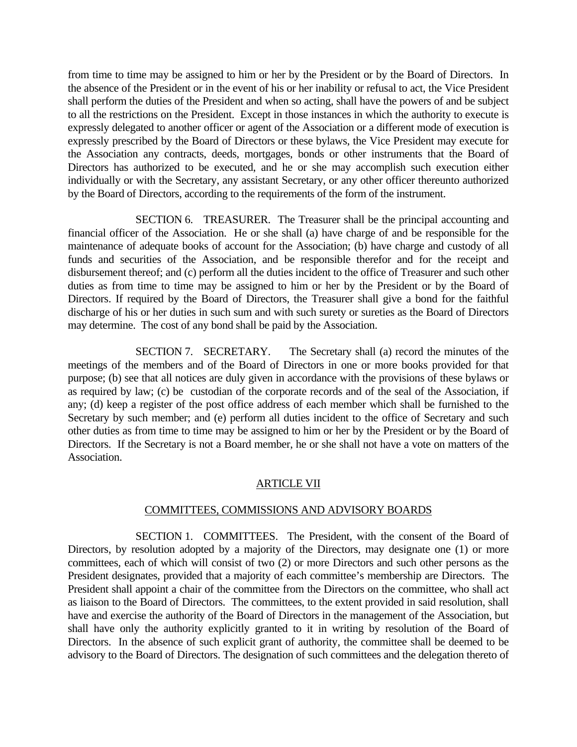from time to time may be assigned to him or her by the President or by the Board of Directors. In the absence of the President or in the event of his or her inability or refusal to act, the Vice President shall perform the duties of the President and when so acting, shall have the powers of and be subject to all the restrictions on the President. Except in those instances in which the authority to execute is expressly delegated to another officer or agent of the Association or a different mode of execution is expressly prescribed by the Board of Directors or these bylaws, the Vice President may execute for the Association any contracts, deeds, mortgages, bonds or other instruments that the Board of Directors has authorized to be executed, and he or she may accomplish such execution either individually or with the Secretary, any assistant Secretary, or any other officer thereunto authorized by the Board of Directors, according to the requirements of the form of the instrument.

SECTION 6. TREASURER. The Treasurer shall be the principal accounting and financial officer of the Association. He or she shall (a) have charge of and be responsible for the maintenance of adequate books of account for the Association; (b) have charge and custody of all funds and securities of the Association, and be responsible therefor and for the receipt and disbursement thereof; and (c) perform all the duties incident to the office of Treasurer and such other duties as from time to time may be assigned to him or her by the President or by the Board of Directors. If required by the Board of Directors, the Treasurer shall give a bond for the faithful discharge of his or her duties in such sum and with such surety or sureties as the Board of Directors may determine. The cost of any bond shall be paid by the Association.

SECTION 7. SECRETARY. The Secretary shall (a) record the minutes of the meetings of the members and of the Board of Directors in one or more books provided for that purpose; (b) see that all notices are duly given in accordance with the provisions of these bylaws or as required by law; (c) be custodian of the corporate records and of the seal of the Association, if any; (d) keep a register of the post office address of each member which shall be furnished to the Secretary by such member; and (e) perform all duties incident to the office of Secretary and such other duties as from time to time may be assigned to him or her by the President or by the Board of Directors. If the Secretary is not a Board member, he or she shall not have a vote on matters of the Association.

## ARTICLE VII

## COMMITTEES, COMMISSIONS AND ADVISORY BOARDS

SECTION 1. COMMITTEES. The President, with the consent of the Board of Directors, by resolution adopted by a majority of the Directors, may designate one (1) or more committees, each of which will consist of two (2) or more Directors and such other persons as the President designates, provided that a majority of each committee's membership are Directors. The President shall appoint a chair of the committee from the Directors on the committee, who shall act as liaison to the Board of Directors. The committees, to the extent provided in said resolution, shall have and exercise the authority of the Board of Directors in the management of the Association, but shall have only the authority explicitly granted to it in writing by resolution of the Board of Directors. In the absence of such explicit grant of authority, the committee shall be deemed to be advisory to the Board of Directors. The designation of such committees and the delegation thereto of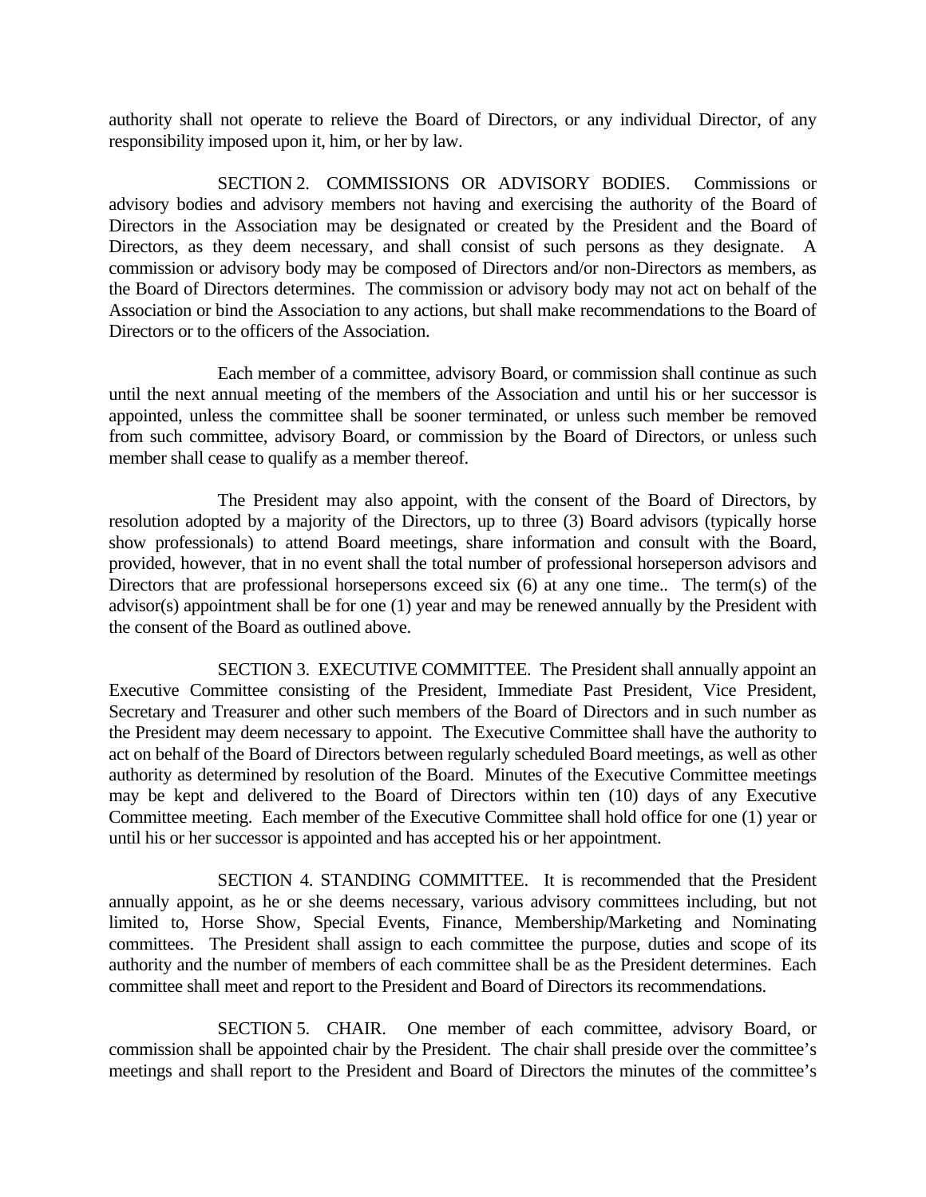authority shall not operate to relieve the Board of Directors, or any individual Director, of any responsibility imposed upon it, him, or her by law.

SECTION 2. COMMISSIONS OR ADVISORY BODIES. Commissions or advisory bodies and advisory members not having and exercising the authority of the Board of Directors in the Association may be designated or created by the President and the Board of Directors, as they deem necessary, and shall consist of such persons as they designate. A commission or advisory body may be composed of Directors and/or non-Directors as members, as the Board of Directors determines. The commission or advisory body may not act on behalf of the Association or bind the Association to any actions, but shall make recommendations to the Board of Directors or to the officers of the Association.

Each member of a committee, advisory Board, or commission shall continue as such until the next annual meeting of the members of the Association and until his or her successor is appointed, unless the committee shall be sooner terminated, or unless such member be removed from such committee, advisory Board, or commission by the Board of Directors, or unless such member shall cease to qualify as a member thereof.

The President may also appoint, with the consent of the Board of Directors, by resolution adopted by a majority of the Directors, up to three (3) Board advisors (typically horse show professionals) to attend Board meetings, share information and consult with the Board, provided, however, that in no event shall the total number of professional horseperson advisors and Directors that are professional horsepersons exceed six (6) at any one time.. The term(s) of the advisor(s) appointment shall be for one (1) year and may be renewed annually by the President with the consent of the Board as outlined above.

SECTION 3. EXECUTIVE COMMITTEE. The President shall annually appoint an Executive Committee consisting of the President, Immediate Past President, Vice President, Secretary and Treasurer and other such members of the Board of Directors and in such number as the President may deem necessary to appoint. The Executive Committee shall have the authority to act on behalf of the Board of Directors between regularly scheduled Board meetings, as well as other authority as determined by resolution of the Board. Minutes of the Executive Committee meetings may be kept and delivered to the Board of Directors within ten (10) days of any Executive Committee meeting. Each member of the Executive Committee shall hold office for one (1) year or until his or her successor is appointed and has accepted his or her appointment.

SECTION 4. STANDING COMMITTEE. It is recommended that the President annually appoint, as he or she deems necessary, various advisory committees including, but not limited to, Horse Show, Special Events, Finance, Membership/Marketing and Nominating committees. The President shall assign to each committee the purpose, duties and scope of its authority and the number of members of each committee shall be as the President determines. Each committee shall meet and report to the President and Board of Directors its recommendations.

SECTION 5. CHAIR. One member of each committee, advisory Board, or commission shall be appointed chair by the President. The chair shall preside over the committee's meetings and shall report to the President and Board of Directors the minutes of the committee's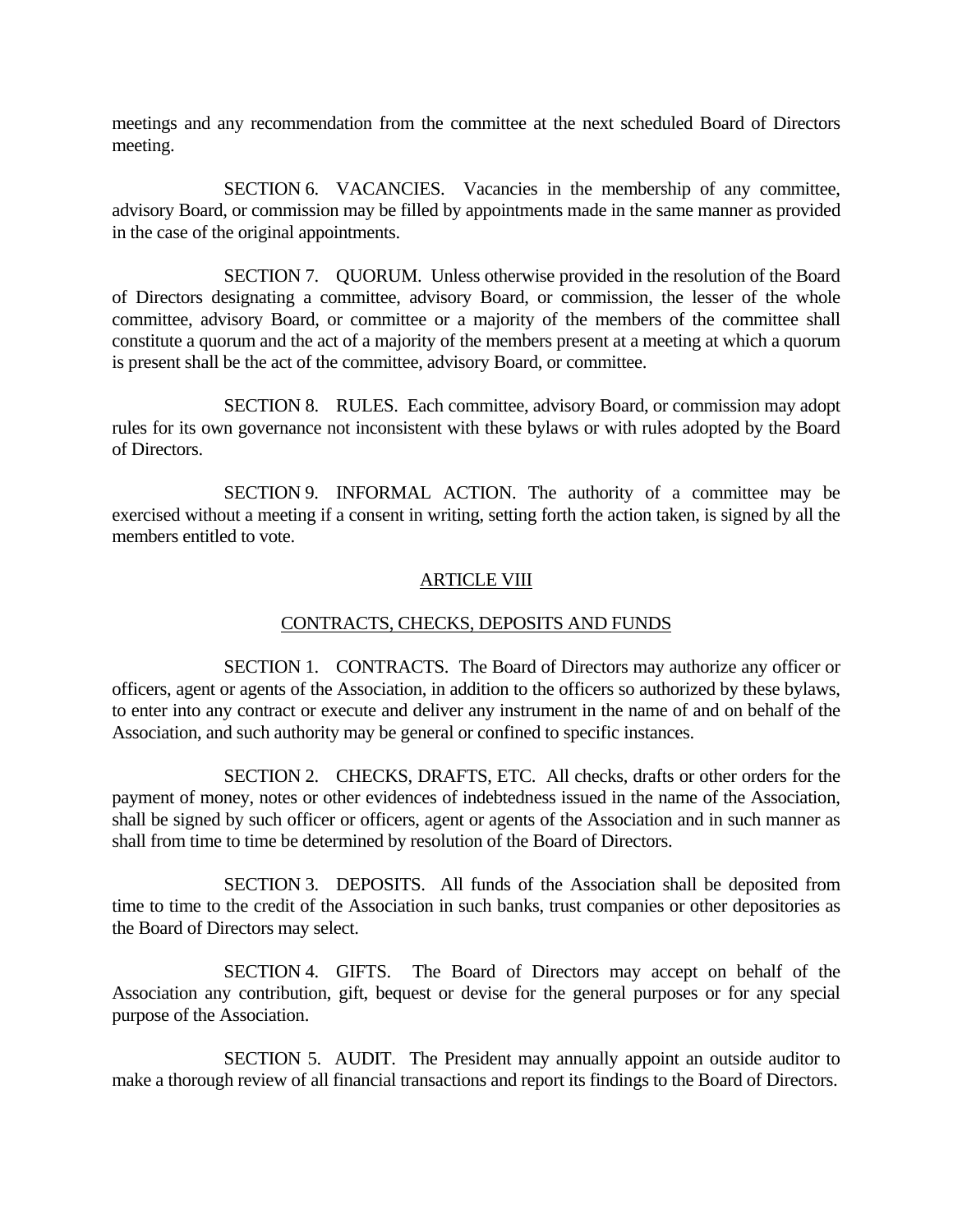meetings and any recommendation from the committee at the next scheduled Board of Directors meeting.

SECTION 6. VACANCIES. Vacancies in the membership of any committee, advisory Board, or commission may be filled by appointments made in the same manner as provided in the case of the original appointments.

SECTION 7. QUORUM. Unless otherwise provided in the resolution of the Board of Directors designating a committee, advisory Board, or commission, the lesser of the whole committee, advisory Board, or committee or a majority of the members of the committee shall constitute a quorum and the act of a majority of the members present at a meeting at which a quorum is present shall be the act of the committee, advisory Board, or committee.

SECTION 8. RULES. Each committee, advisory Board, or commission may adopt rules for its own governance not inconsistent with these bylaws or with rules adopted by the Board of Directors.

SECTION 9. INFORMAL ACTION. The authority of a committee may be exercised without a meeting if a consent in writing, setting forth the action taken, is signed by all the members entitled to vote.

## ARTICLE VIII

## CONTRACTS, CHECKS, DEPOSITS AND FUNDS

SECTION 1. CONTRACTS. The Board of Directors may authorize any officer or officers, agent or agents of the Association, in addition to the officers so authorized by these bylaws, to enter into any contract or execute and deliver any instrument in the name of and on behalf of the Association, and such authority may be general or confined to specific instances.

SECTION 2. CHECKS, DRAFTS, ETC. All checks, drafts or other orders for the payment of money, notes or other evidences of indebtedness issued in the name of the Association, shall be signed by such officer or officers, agent or agents of the Association and in such manner as shall from time to time be determined by resolution of the Board of Directors.

SECTION 3. DEPOSITS. All funds of the Association shall be deposited from time to time to the credit of the Association in such banks, trust companies or other depositories as the Board of Directors may select.

SECTION 4. GIFTS. The Board of Directors may accept on behalf of the Association any contribution, gift, bequest or devise for the general purposes or for any special purpose of the Association.

SECTION 5. AUDIT. The President may annually appoint an outside auditor to make a thorough review of all financial transactions and report its findings to the Board of Directors.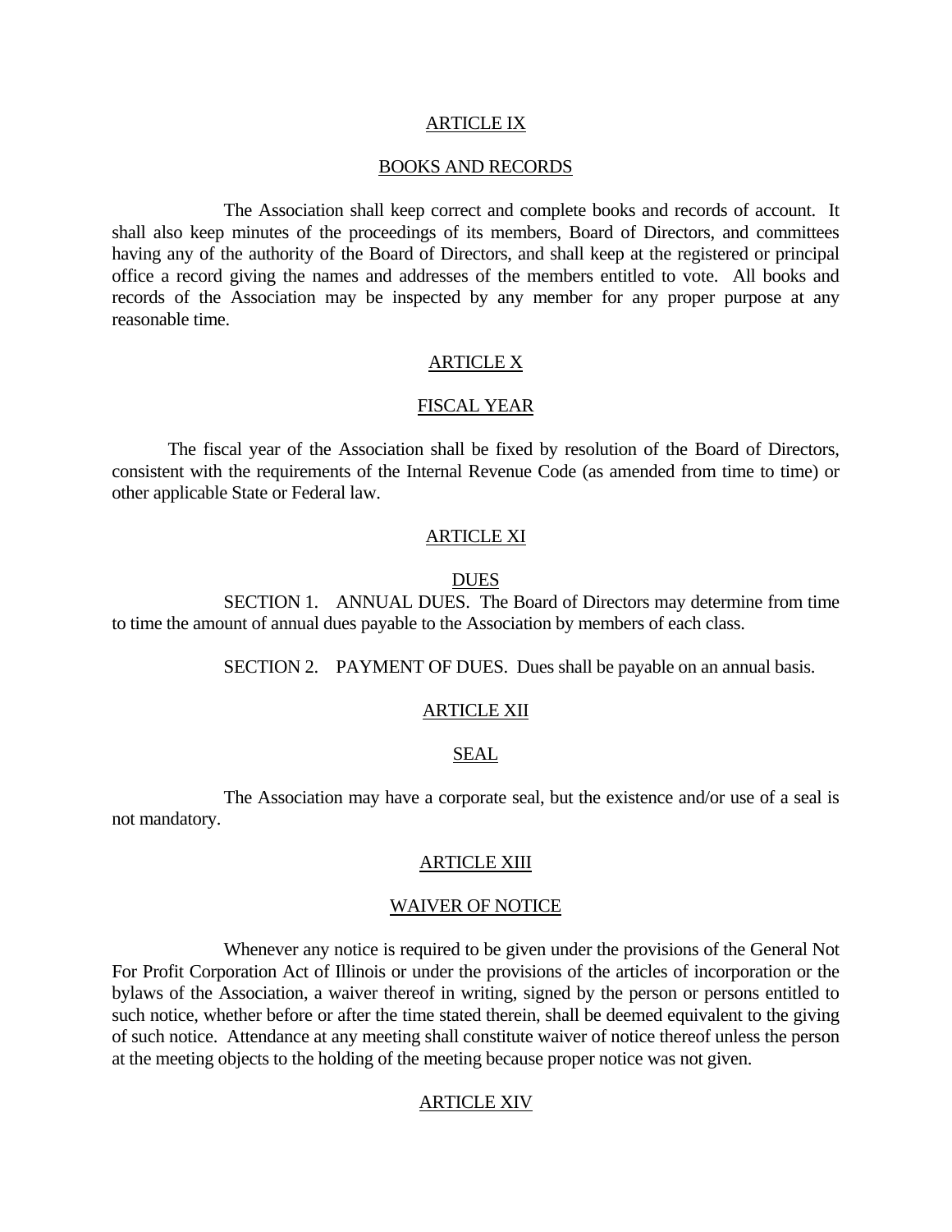## ARTICLE IX

## BOOKS AND RECORDS

The Association shall keep correct and complete books and records of account. It shall also keep minutes of the proceedings of its members, Board of Directors, and committees having any of the authority of the Board of Directors, and shall keep at the registered or principal office a record giving the names and addresses of the members entitled to vote. All books and records of the Association may be inspected by any member for any proper purpose at any reasonable time.

## ARTICLE X

## FISCAL YEAR

The fiscal year of the Association shall be fixed by resolution of the Board of Directors, consistent with the requirements of the Internal Revenue Code (as amended from time to time) or other applicable State or Federal law.

## ARTICLE XI

## DUES

SECTION 1. ANNUAL DUES. The Board of Directors may determine from time to time the amount of annual dues payable to the Association by members of each class.

SECTION 2. PAYMENT OF DUES. Dues shall be payable on an annual basis.

## ARTICLE XII

## SEAL

The Association may have a corporate seal, but the existence and/or use of a seal is not mandatory.

## ARTICLE XIII

## WAIVER OF NOTICE

Whenever any notice is required to be given under the provisions of the General Not For Profit Corporation Act of Illinois or under the provisions of the articles of incorporation or the bylaws of the Association, a waiver thereof in writing, signed by the person or persons entitled to such notice, whether before or after the time stated therein, shall be deemed equivalent to the giving of such notice. Attendance at any meeting shall constitute waiver of notice thereof unless the person at the meeting objects to the holding of the meeting because proper notice was not given.

## ARTICLE XIV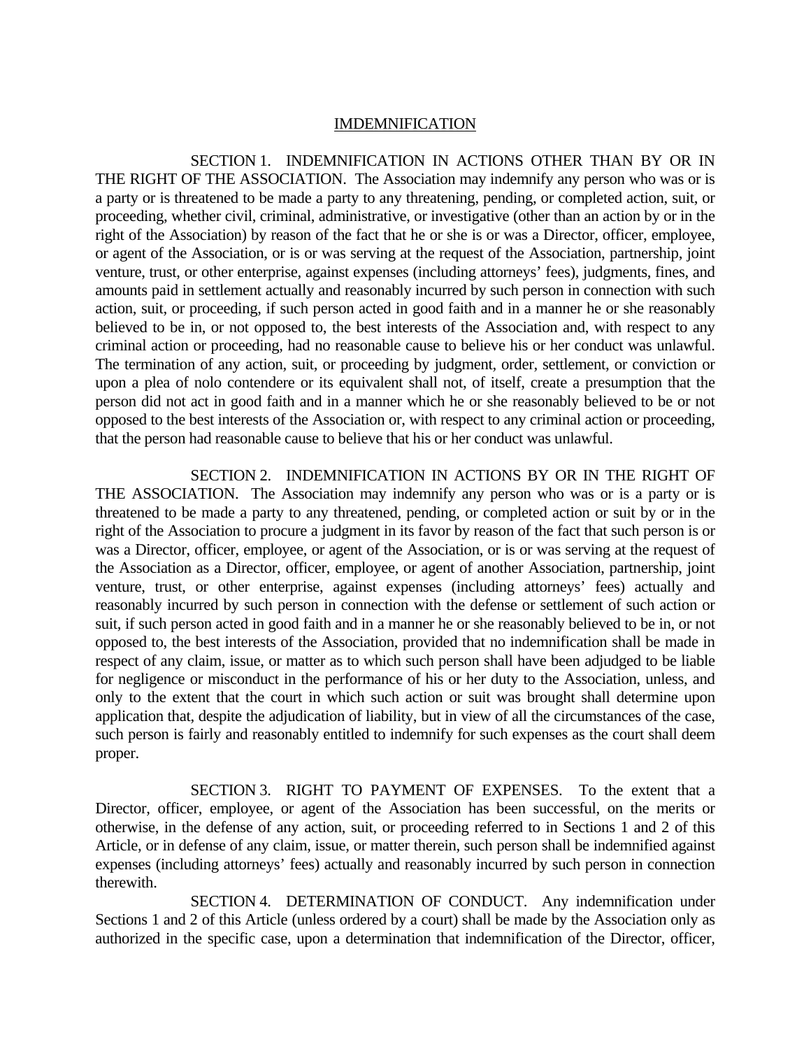## IMDEMNIFICATION

SECTION 1. INDEMNIFICATION IN ACTIONS OTHER THAN BY OR IN THE RIGHT OF THE ASSOCIATION. The Association may indemnify any person who was or is a party or is threatened to be made a party to any threatening, pending, or completed action, suit, or proceeding, whether civil, criminal, administrative, or investigative (other than an action by or in the right of the Association) by reason of the fact that he or she is or was a Director, officer, employee, or agent of the Association, or is or was serving at the request of the Association, partnership, joint venture, trust, or other enterprise, against expenses (including attorneys' fees), judgments, fines, and amounts paid in settlement actually and reasonably incurred by such person in connection with such action, suit, or proceeding, if such person acted in good faith and in a manner he or she reasonably believed to be in, or not opposed to, the best interests of the Association and, with respect to any criminal action or proceeding, had no reasonable cause to believe his or her conduct was unlawful. The termination of any action, suit, or proceeding by judgment, order, settlement, or conviction or upon a plea of nolo contendere or its equivalent shall not, of itself, create a presumption that the person did not act in good faith and in a manner which he or she reasonably believed to be or not opposed to the best interests of the Association or, with respect to any criminal action or proceeding, that the person had reasonable cause to believe that his or her conduct was unlawful.

SECTION 2. INDEMNIFICATION IN ACTIONS BY OR IN THE RIGHT OF THE ASSOCIATION. The Association may indemnify any person who was or is a party or is threatened to be made a party to any threatened, pending, or completed action or suit by or in the right of the Association to procure a judgment in its favor by reason of the fact that such person is or was a Director, officer, employee, or agent of the Association, or is or was serving at the request of the Association as a Director, officer, employee, or agent of another Association, partnership, joint venture, trust, or other enterprise, against expenses (including attorneys' fees) actually and reasonably incurred by such person in connection with the defense or settlement of such action or suit, if such person acted in good faith and in a manner he or she reasonably believed to be in, or not opposed to, the best interests of the Association, provided that no indemnification shall be made in respect of any claim, issue, or matter as to which such person shall have been adjudged to be liable for negligence or misconduct in the performance of his or her duty to the Association, unless, and only to the extent that the court in which such action or suit was brought shall determine upon application that, despite the adjudication of liability, but in view of all the circumstances of the case, such person is fairly and reasonably entitled to indemnify for such expenses as the court shall deem proper.

SECTION 3. RIGHT TO PAYMENT OF EXPENSES. To the extent that a Director, officer, employee, or agent of the Association has been successful, on the merits or otherwise, in the defense of any action, suit, or proceeding referred to in Sections 1 and 2 of this Article, or in defense of any claim, issue, or matter therein, such person shall be indemnified against expenses (including attorneys' fees) actually and reasonably incurred by such person in connection therewith.

SECTION 4. DETERMINATION OF CONDUCT. Any indemnification under Sections 1 and 2 of this Article (unless ordered by a court) shall be made by the Association only as authorized in the specific case, upon a determination that indemnification of the Director, officer,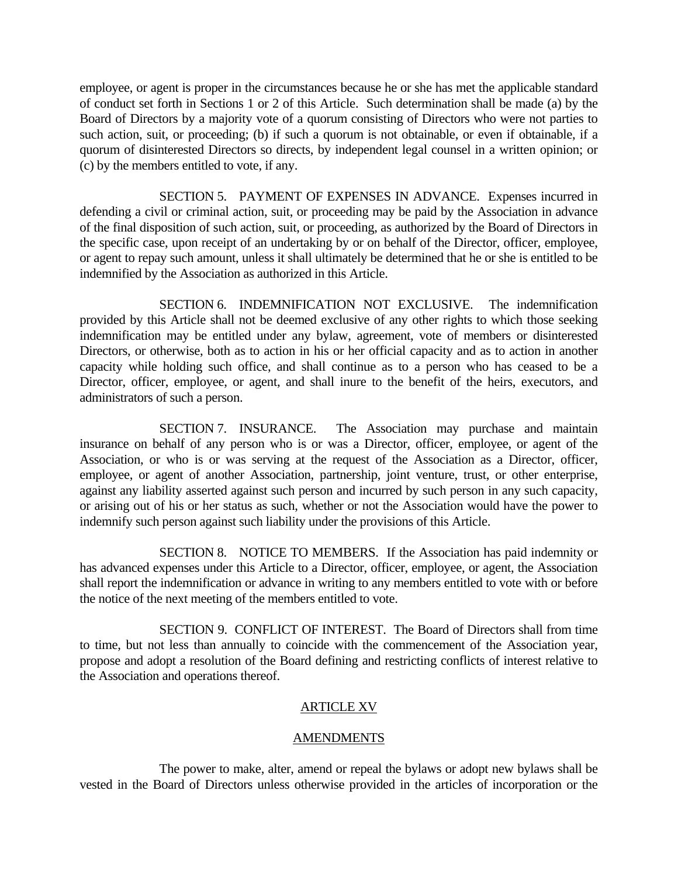employee, or agent is proper in the circumstances because he or she has met the applicable standard of conduct set forth in Sections 1 or 2 of this Article. Such determination shall be made (a) by the Board of Directors by a majority vote of a quorum consisting of Directors who were not parties to such action, suit, or proceeding; (b) if such a quorum is not obtainable, or even if obtainable, if a quorum of disinterested Directors so directs, by independent legal counsel in a written opinion; or (c) by the members entitled to vote, if any.

SECTION 5. PAYMENT OF EXPENSES IN ADVANCE. Expenses incurred in defending a civil or criminal action, suit, or proceeding may be paid by the Association in advance of the final disposition of such action, suit, or proceeding, as authorized by the Board of Directors in the specific case, upon receipt of an undertaking by or on behalf of the Director, officer, employee, or agent to repay such amount, unless it shall ultimately be determined that he or she is entitled to be indemnified by the Association as authorized in this Article.

SECTION 6. INDEMNIFICATION NOT EXCLUSIVE. The indemnification provided by this Article shall not be deemed exclusive of any other rights to which those seeking indemnification may be entitled under any bylaw, agreement, vote of members or disinterested Directors, or otherwise, both as to action in his or her official capacity and as to action in another capacity while holding such office, and shall continue as to a person who has ceased to be a Director, officer, employee, or agent, and shall inure to the benefit of the heirs, executors, and administrators of such a person.

SECTION 7. INSURANCE. The Association may purchase and maintain insurance on behalf of any person who is or was a Director, officer, employee, or agent of the Association, or who is or was serving at the request of the Association as a Director, officer, employee, or agent of another Association, partnership, joint venture, trust, or other enterprise, against any liability asserted against such person and incurred by such person in any such capacity, or arising out of his or her status as such, whether or not the Association would have the power to indemnify such person against such liability under the provisions of this Article.

SECTION 8. NOTICE TO MEMBERS. If the Association has paid indemnity or has advanced expenses under this Article to a Director, officer, employee, or agent, the Association shall report the indemnification or advance in writing to any members entitled to vote with or before the notice of the next meeting of the members entitled to vote.

SECTION 9. CONFLICT OF INTEREST. The Board of Directors shall from time to time, but not less than annually to coincide with the commencement of the Association year, propose and adopt a resolution of the Board defining and restricting conflicts of interest relative to the Association and operations thereof.

## ARTICLE XV

## AMENDMENTS

The power to make, alter, amend or repeal the bylaws or adopt new bylaws shall be vested in the Board of Directors unless otherwise provided in the articles of incorporation or the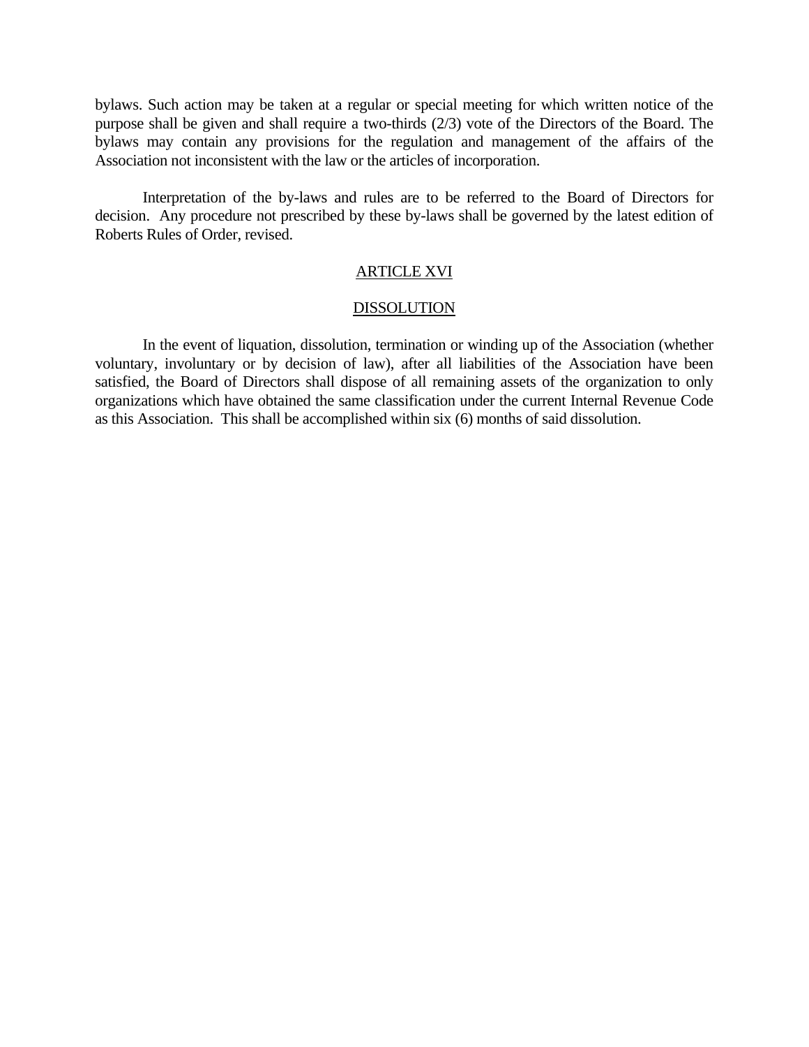bylaws. Such action may be taken at a regular or special meeting for which written notice of the purpose shall be given and shall require a two-thirds (2/3) vote of the Directors of the Board. The bylaws may contain any provisions for the regulation and management of the affairs of the Association not inconsistent with the law or the articles of incorporation.

Interpretation of the by-laws and rules are to be referred to the Board of Directors for decision. Any procedure not prescribed by these by-laws shall be governed by the latest edition of Roberts Rules of Order, revised.

## ARTICLE XVI

## DISSOLUTION

In the event of liquation, dissolution, termination or winding up of the Association (whether voluntary, involuntary or by decision of law), after all liabilities of the Association have been satisfied, the Board of Directors shall dispose of all remaining assets of the organization to only organizations which have obtained the same classification under the current Internal Revenue Code as this Association. This shall be accomplished within six (6) months of said dissolution.